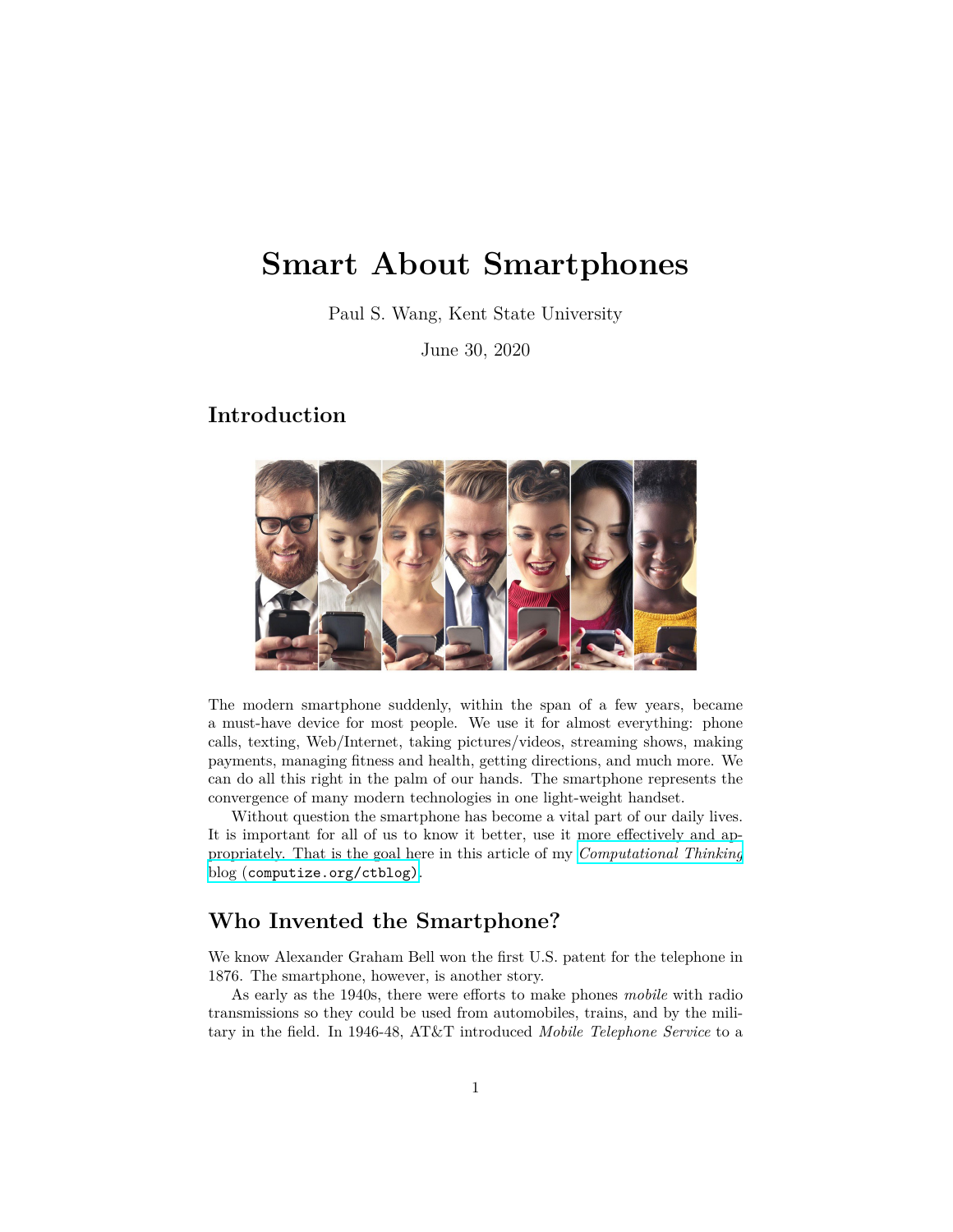# Smart About Smartphones

Paul S. Wang, Kent State University

June 30, 2020

## Introduction

The modern smartphone suddenly, within the span of a few years, became a must-have device for most people. We use it for almost everything: phone calls, texting, Web/Internet, taking pictures/videos, streaming shows, making payments, managing fitness and health, getting directions, and much more. We can do all this right in the palm of our hands. The smartphone represents the convergence of many modern technologies in one light-weight handset.

Without question the smartphone has become a vital part of our daily lives. It is important for all of us to know it better, use it more effectively and appropriately. That is the goal here in this article of my *Computational Thinking* blog (`computize.org/ctblog`).

## Who Invented the Smartphone?

We know Alexander Graham Bell won the first U.S. patent for the telephone in 1876. The smartphone, however, is another story.

As early as the 1940s, there were efforts to make phones *mobile* with radio transmissions so they could be used from automobiles, trains, and by the military in the field. In 1946-48, AT&T introduced *Mobile Telephone Service* to a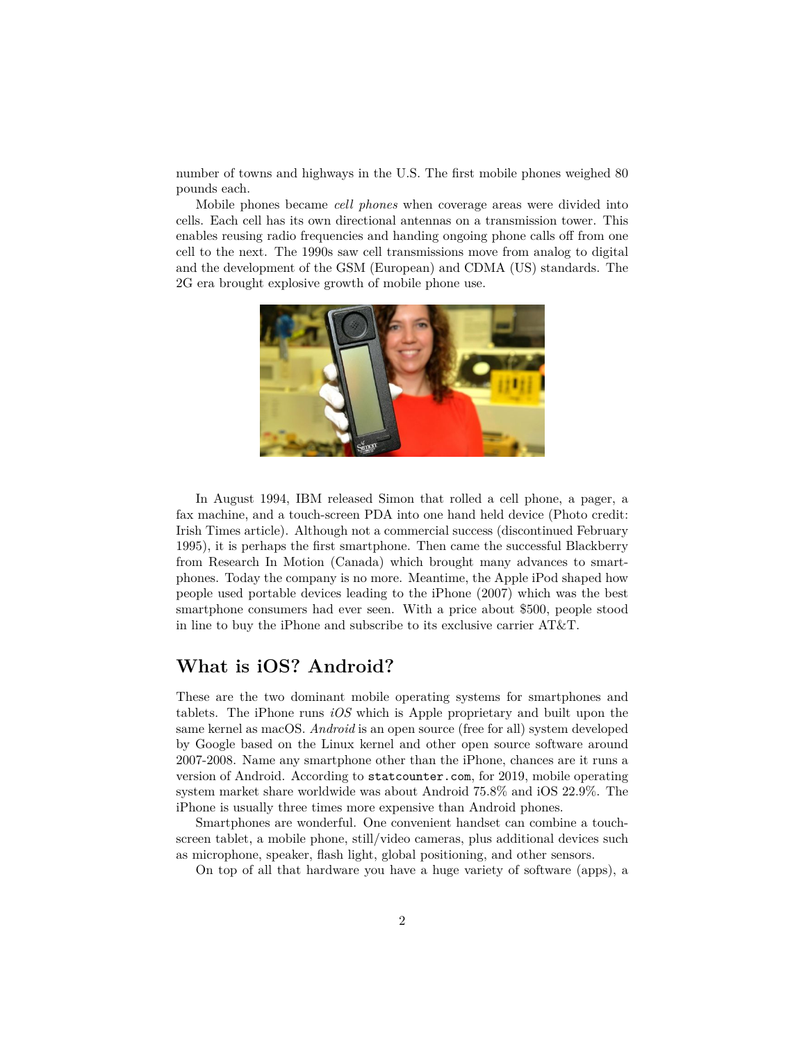number of towns and highways in the U.S. The first mobile phones weighed 80 pounds each.

Mobile phones became *cell phones* when coverage areas were divided into cells. Each cell has its own directional antennas on a transmission tower. This enables reusing radio frequencies and handing ongoing phone calls off from one cell to the next. The 1990s saw cell transmissions move from analog to digital and the development of the GSM (European) and CDMA (US) standards. The 2G era brought explosive growth of mobile phone use.

In August 1994, IBM released Simon that rolled a cell phone, a pager, a fax machine, and a touch-screen PDA into one hand held device (Photo credit: Irish Times article). Although not a commercial success (discontinued February 1995), it is perhaps the first smartphone. Then came the successful Blackberry from Research In Motion (Canada) which brought many advances to smartphones. Today the company is no more. Meantime, the Apple iPod shaped how people used portable devices leading to the iPhone (2007) which was the best smartphone consumers had ever seen. With a price about $500, people stood in line to buy the iPhone and subscribe to its exclusive carrier AT&T.

## What is iOS? Android?

These are the two dominant mobile operating systems for smartphones and tablets. The iPhone runs *iOS* which is Apple proprietary and built upon the same kernel as macOS. *Android* is an open source (free for all) system developed by Google based on the Linux kernel and other open source software around 2007-2008. Name any smartphone other than the iPhone, chances are it runs a version of Android. According to `statcounter.com`, for 2019, mobile operating system market share worldwide was about Android 75.8% and iOS 22.9%. The iPhone is usually three times more expensive than Android phones.

Smartphones are wonderful. One convenient handset can combine a touch-screen tablet, a mobile phone, still/video cameras, plus additional devices such as microphone, speaker, flash light, global positioning, and other sensors.

On top of all that hardware you have a huge variety of software (apps), a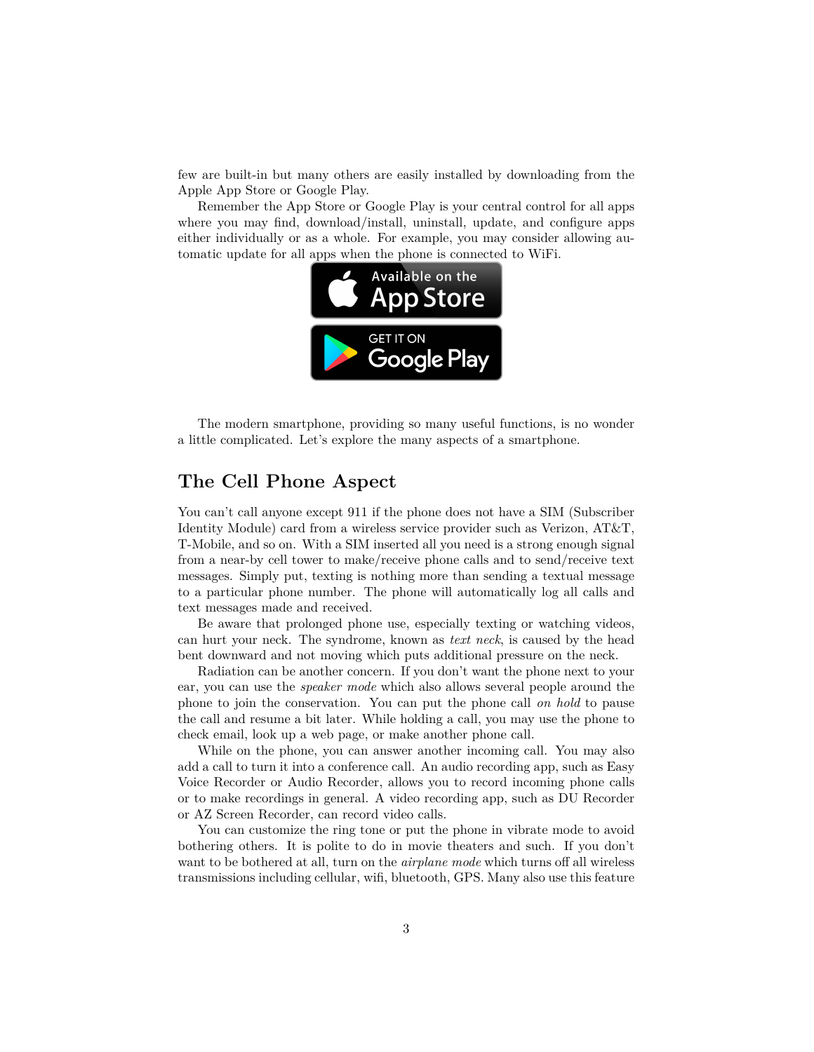few are built-in but many others are easily installed by downloading from the Apple App Store or Google Play.

Remember the App Store or Google Play is your central control for all apps where you may find, download/install, uninstall, update, and configure apps either individually or as a whole. For example, you may consider allowing automatic update for all apps when the phone is connected to WiFi.

The modern smartphone, providing so many useful functions, is no wonder a little complicated. Let's explore the many aspects of a smartphone.

## The Cell Phone Aspect

You can't call anyone except 911 if the phone does not have a SIM (Subscriber Identity Module) card from a wireless service provider such as Verizon, AT&T, T-Mobile, and so on. With a SIM inserted all you need is a strong enough signal from a near-by cell tower to make/receive phone calls and to send/receive text messages. Simply put, texting is nothing more than sending a textual message to a particular phone number. The phone will automatically log all calls and text messages made and received.

Be aware that prolonged phone use, especially texting or watching videos, can hurt your neck. The syndrome, known as *text neck*, is caused by the head bent downward and not moving which puts additional pressure on the neck.

Radiation can be another concern. If you don't want the phone next to your ear, you can use the *speaker mode* which also allows several people around the phone to join the conservation. You can put the phone call *on hold* to pause the call and resume a bit later. While holding a call, you may use the phone to check email, look up a web page, or make another phone call.

While on the phone, you can answer another incoming call. You may also add a call to turn it into a conference call. An audio recording app, such as Easy Voice Recorder or Audio Recorder, allows you to record incoming phone calls or to make recordings in general. A video recording app, such as DU Recorder or AZ Screen Recorder, can record video calls.

You can customize the ring tone or put the phone in vibrate mode to avoid bothering others. It is polite to do in movie theaters and such. If you don't want to be bothered at all, turn on the *airplane mode* which turns off all wireless transmissions including cellular, wifi, bluetooth, GPS. Many also use this feature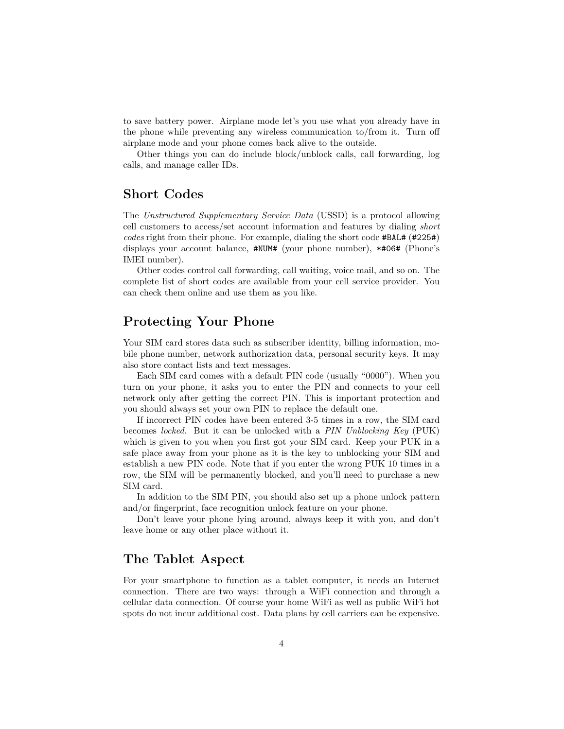to save battery power. Airplane mode let's you use what you already have in the phone while preventing any wireless communication to/from it. Turn off airplane mode and your phone comes back alive to the outside.

Other things you can do include block/unblock calls, call forwarding, log calls, and manage caller IDs.

## Short Codes

The *Unstructured Supplementary Service Data* (USSD) is a protocol allowing cell customers to access/set account information and features by dialing *short codes* right from their phone. For example, dialing the short code `#BAL#` (`#225#`) displays your account balance, `#NUM#` (your phone number), `*#06#` (Phone's IMEI number).

Other codes control call forwarding, call waiting, voice mail, and so on. The complete list of short codes are available from your cell service provider. You can check them online and use them as you like.

## Protecting Your Phone

Your SIM card stores data such as subscriber identity, billing information, mobile phone number, network authorization data, personal security keys. It may also store contact lists and text messages.

Each SIM card comes with a default PIN code (usually "0000"). When you turn on your phone, it asks you to enter the PIN and connects to your cell network only after getting the correct PIN. This is important protection and you should always set your own PIN to replace the default one.

If incorrect PIN codes have been entered 3-5 times in a row, the SIM card becomes *locked*. But it can be unlocked with a *PIN Unblocking Key* (PUK) which is given to you when you first got your SIM card. Keep your PUK in a safe place away from your phone as it is the key to unblocking your SIM and establish a new PIN code. Note that if you enter the wrong PUK 10 times in a row, the SIM will be permanently blocked, and you'll need to purchase a new SIM card.

In addition to the SIM PIN, you should also set up a phone unlock pattern and/or fingerprint, face recognition unlock feature on your phone.

Don't leave your phone lying around, always keep it with you, and don't leave home or any other place without it.

## The Tablet Aspect

For your smartphone to function as a tablet computer, it needs an Internet connection. There are two ways: through a WiFi connection and through a cellular data connection. Of course your home WiFi as well as public WiFi hot spots do not incur additional cost. Data plans by cell carriers can be expensive.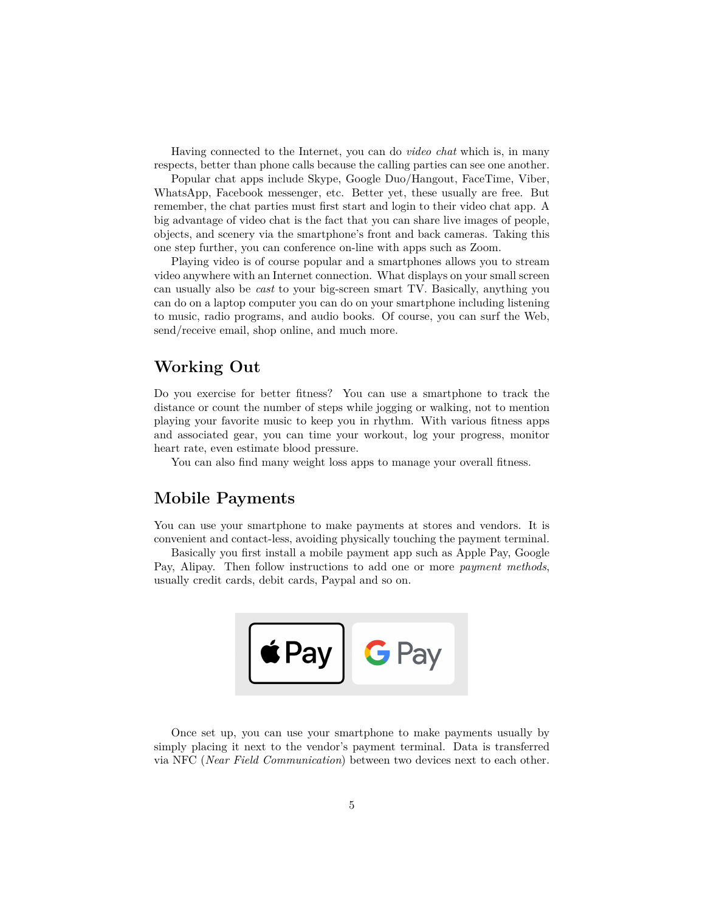Having connected to the Internet, you can do *video chat* which is, in many respects, better than phone calls because the calling parties can see one another.

Popular chat apps include Skype, Google Duo/Hangout, FaceTime, Viber, WhatsApp, Facebook messenger, etc. Better yet, these usually are free. But remember, the chat parties must first start and login to their video chat app. A big advantage of video chat is the fact that you can share live images of people, objects, and scenery via the smartphone's front and back cameras. Taking this one step further, you can conference on-line with apps such as Zoom.

Playing video is of course popular and a smartphones allows you to stream video anywhere with an Internet connection. What displays on your small screen can usually also be *cast* to your big-screen smart TV. Basically, anything you can do on a laptop computer you can do on your smartphone including listening to music, radio programs, and audio books. Of course, you can surf the Web, send/receive email, shop online, and much more.

## Working Out

Do you exercise for better fitness? You can use a smartphone to track the distance or count the number of steps while jogging or walking, not to mention playing your favorite music to keep you in rhythm. With various fitness apps and associated gear, you can time your workout, log your progress, monitor heart rate, even estimate blood pressure.

You can also find many weight loss apps to manage your overall fitness.

## Mobile Payments

You can use your smartphone to make payments at stores and vendors. It is convenient and contact-less, avoiding physically touching the payment terminal.

Basically you first install a mobile payment app such as Apple Pay, Google Pay, Alipay. Then follow instructions to add one or more *payment methods*, usually credit cards, debit cards, Paypal and so on.

Once set up, you can use your smartphone to make payments usually by simply placing it next to the vendor's payment terminal. Data is transferred via NFC (*Near Field Communication*) between two devices next to each other.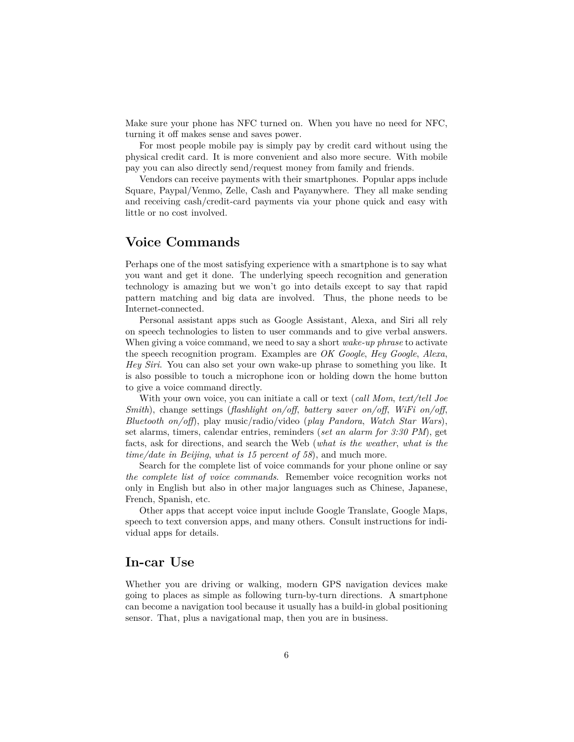Make sure your phone has NFC turned on. When you have no need for NFC, turning it off makes sense and saves power.

For most people mobile pay is simply pay by credit card without using the physical credit card. It is more convenient and also more secure. With mobile pay you can also directly send/request money from family and friends.

Vendors can receive payments with their smartphones. Popular apps include Square, Paypal/Venmo, Zelle, Cash and Payanywhere. They all make sending and receiving cash/credit-card payments via your phone quick and easy with little or no cost involved.

## Voice Commands

Perhaps one of the most satisfying experience with a smartphone is to say what you want and get it done. The underlying speech recognition and generation technology is amazing but we won't go into details except to say that rapid pattern matching and big data are involved. Thus, the phone needs to be Internet-connected.

Personal assistant apps such as Google Assistant, Alexa, and Siri all rely on speech technologies to listen to user commands and to give verbal answers. When giving a voice command, we need to say a short *wake-up phrase* to activate the speech recognition program. Examples are *OK Google*, *Hey Google*, *Alexa*, *Hey Siri*. You can also set your own wake-up phrase to something you like. It is also possible to touch a microphone icon or holding down the home button to give a voice command directly.

With your own voice, you can initiate a call or text (*call Mom*, *text/tell Joe Smith*), change settings (*flashlight on/off*, *battery saver on/off*, *WiFi on/off*, *Bluetooth on/off*), play music/radio/video (*play Pandora*, *Watch Star Wars*), set alarms, timers, calendar entries, reminders (*set an alarm for 3:30 PM*), get facts, ask for directions, and search the Web (*what is the weather*, *what is the time/date in Beijing*, *what is 15 percent of 58*), and much more.

Search for the complete list of voice commands for your phone online or say *the complete list of voice commands*. Remember voice recognition works not only in English but also in other major languages such as Chinese, Japanese, French, Spanish, etc.

Other apps that accept voice input include Google Translate, Google Maps, speech to text conversion apps, and many others. Consult instructions for individual apps for details.

## In-car Use

Whether you are driving or walking, modern GPS navigation devices make going to places as simple as following turn-by-turn directions. A smartphone can become a navigation tool because it usually has a build-in global positioning sensor. That, plus a navigational map, then you are in business.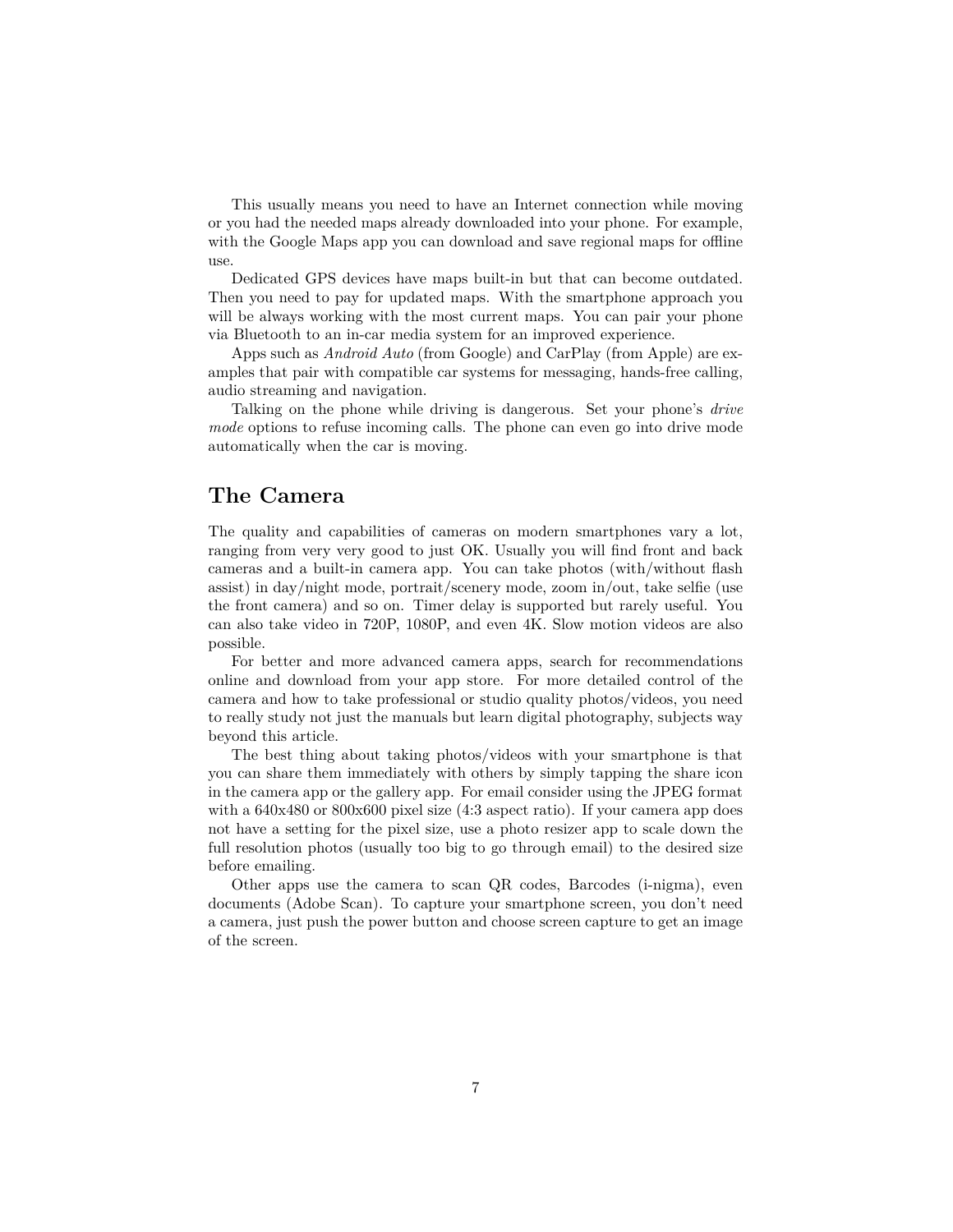This usually means you need to have an Internet connection while moving or you had the needed maps already downloaded into your phone. For example, with the Google Maps app you can download and save regional maps for offline use.

Dedicated GPS devices have maps built-in but that can become outdated. Then you need to pay for updated maps. With the smartphone approach you will be always working with the most current maps. You can pair your phone via Bluetooth to an in-car media system for an improved experience.

Apps such as *Android Auto* (from Google) and CarPlay (from Apple) are examples that pair with compatible car systems for messaging, hands-free calling, audio streaming and navigation.

Talking on the phone while driving is dangerous. Set your phone's *drive mode* options to refuse incoming calls. The phone can even go into drive mode automatically when the car is moving.

## The Camera

The quality and capabilities of cameras on modern smartphones vary a lot, ranging from very very good to just OK. Usually you will find front and back cameras and a built-in camera app. You can take photos (with/without flash assist) in day/night mode, portrait/scenery mode, zoom in/out, take selfie (use the front camera) and so on. Timer delay is supported but rarely useful. You can also take video in 720P, 1080P, and even 4K. Slow motion videos are also possible.

For better and more advanced camera apps, search for recommendations online and download from your app store. For more detailed control of the camera and how to take professional or studio quality photos/videos, you need to really study not just the manuals but learn digital photography, subjects way beyond this article.

The best thing about taking photos/videos with your smartphone is that you can share them immediately with others by simply tapping the share icon in the camera app or the gallery app. For email consider using the JPEG format with a 640x480 or 800x600 pixel size (4:3 aspect ratio). If your camera app does not have a setting for the pixel size, use a photo resizer app to scale down the full resolution photos (usually too big to go through email) to the desired size before emailing.

Other apps use the camera to scan QR codes, Barcodes (i-nigma), even documents (Adobe Scan). To capture your smartphone screen, you don't need a camera, just push the power button and choose screen capture to get an image of the screen.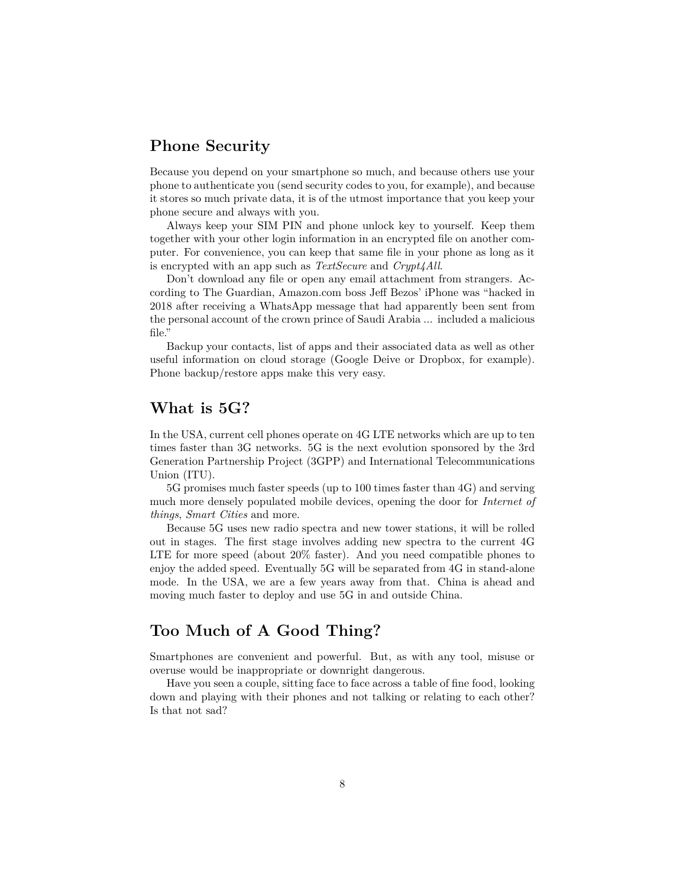## Phone Security

Because you depend on your smartphone so much, and because others use your phone to authenticate you (send security codes to you, for example), and because it stores so much private data, it is of the utmost importance that you keep your phone secure and always with you.

Always keep your SIM PIN and phone unlock key to yourself. Keep them together with your other login information in an encrypted file on another computer. For convenience, you can keep that same file in your phone as long as it is encrypted with an app such as *TextSecure* and *Crypt4All*.

Don't download any file or open any email attachment from strangers. According to The Guardian, Amazon.com boss Jeff Bezos' iPhone was "hacked in 2018 after receiving a WhatsApp message that had apparently been sent from the personal account of the crown prince of Saudi Arabia ... included a malicious file."

Backup your contacts, list of apps and their associated data as well as other useful information on cloud storage (Google Deive or Dropbox, for example). Phone backup/restore apps make this very easy.

## What is 5G?

In the USA, current cell phones operate on 4G LTE networks which are up to ten times faster than 3G networks. 5G is the next evolution sponsored by the 3rd Generation Partnership Project (3GPP) and International Telecommunications Union (ITU).

5G promises much faster speeds (up to 100 times faster than 4G) and serving much more densely populated mobile devices, opening the door for *Internet of things*, *Smart Cities* and more.

Because 5G uses new radio spectra and new tower stations, it will be rolled out in stages. The first stage involves adding new spectra to the current 4G LTE for more speed (about 20% faster). And you need compatible phones to enjoy the added speed. Eventually 5G will be separated from 4G in stand-alone mode. In the USA, we are a few years away from that. China is ahead and moving much faster to deploy and use 5G in and outside China.

## Too Much of A Good Thing?

Smartphones are convenient and powerful. But, as with any tool, misuse or overuse would be inappropriate or downright dangerous.

Have you seen a couple, sitting face to face across a table of fine food, looking down and playing with their phones and not talking or relating to each other? Is that not sad?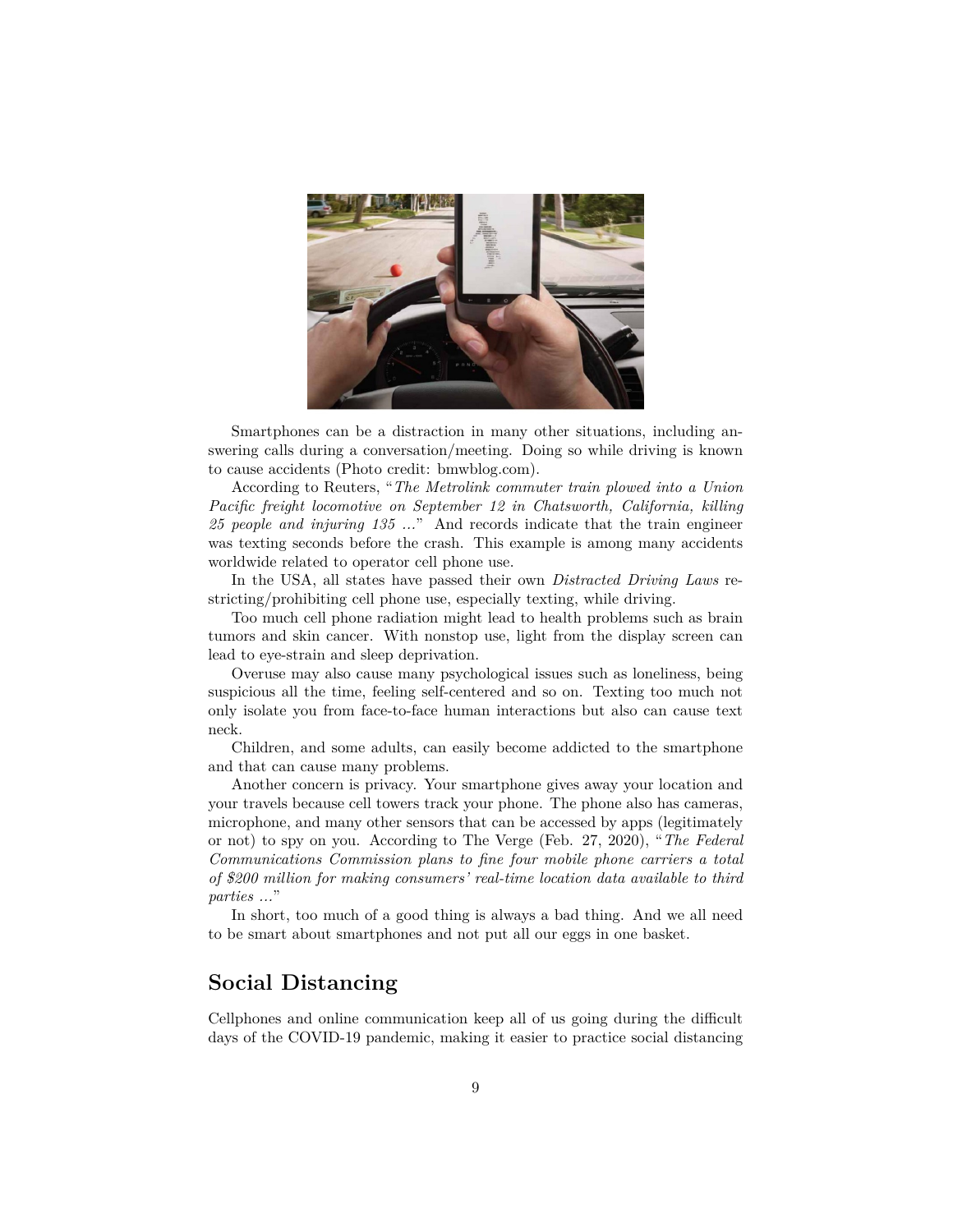Smartphones can be a distraction in many other situations, including answering calls during a conversation/meeting. Doing so while driving is known to cause accidents (Photo credit: bmwblog.com).

According to Reuters, "*The Metrolink commuter train plowed into a Union Pacific freight locomotive on September 12 in Chatsworth, California, killing 25 people and injuring 135 ...*" And records indicate that the train engineer was texting seconds before the crash. This example is among many accidents worldwide related to operator cell phone use.

In the USA, all states have passed their own *Distracted Driving Laws* restricting/prohibiting cell phone use, especially texting, while driving.

Too much cell phone radiation might lead to health problems such as brain tumors and skin cancer. With nonstop use, light from the display screen can lead to eye-strain and sleep deprivation.

Overuse may also cause many psychological issues such as loneliness, being suspicious all the time, feeling self-centered and so on. Texting too much not only isolate you from face-to-face human interactions but also can cause text neck.

Children, and some adults, can easily become addicted to the smartphone and that can cause many problems.

Another concern is privacy. Your smartphone gives away your location and your travels because cell towers track your phone. The phone also has cameras, microphone, and many other sensors that can be accessed by apps (legitimately or not) to spy on you. According to The Verge (Feb. 27, 2020), "*The Federal Communications Commission plans to fine four mobile phone carriers a total of $200 million for making consumers' real-time location data available to third parties ...*"

In short, too much of a good thing is always a bad thing. And we all need to be smart about smartphones and not put all our eggs in one basket.

## Social Distancing

Cellphones and online communication keep all of us going during the difficult days of the COVID-19 pandemic, making it easier to practice social distancing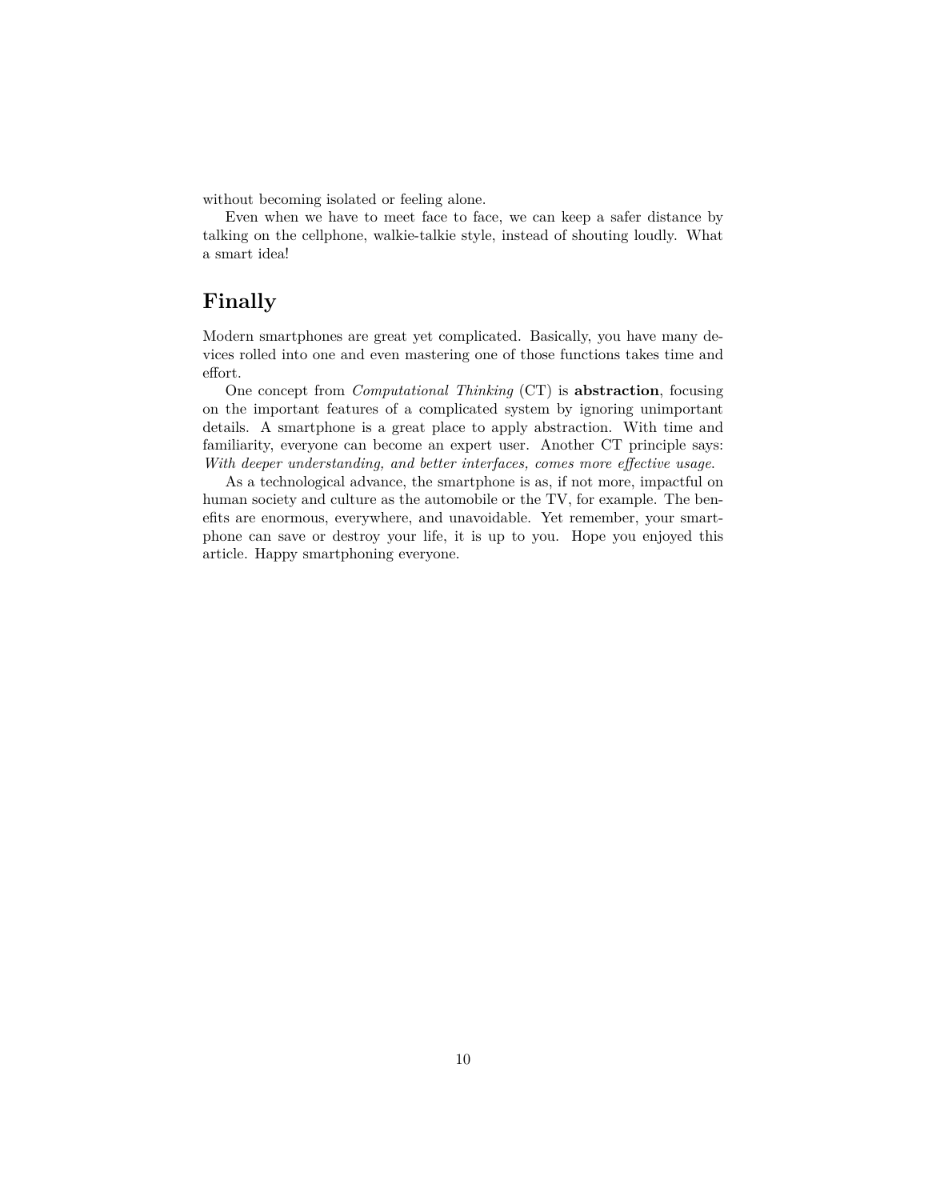without becoming isolated or feeling alone.

Even when we have to meet face to face, we can keep a safer distance by talking on the cellphone, walkie-talkie style, instead of shouting loudly. What a smart idea!

## Finally

Modern smartphones are great yet complicated. Basically, you have many devices rolled into one and even mastering one of those functions takes time and effort.

One concept from *Computational Thinking* (CT) is **abstraction**, focusing on the important features of a complicated system by ignoring unimportant details. A smartphone is a great place to apply abstraction. With time and familiarity, everyone can become an expert user. Another CT principle says: *With deeper understanding, and better interfaces, comes more effective usage.*

As a technological advance, the smartphone is as, if not more, impactful on human society and culture as the automobile or the TV, for example. The benefits are enormous, everywhere, and unavoidable. Yet remember, your smartphone can save or destroy your life, it is up to you. Hope you enjoyed this article. Happy smartphoning everyone.